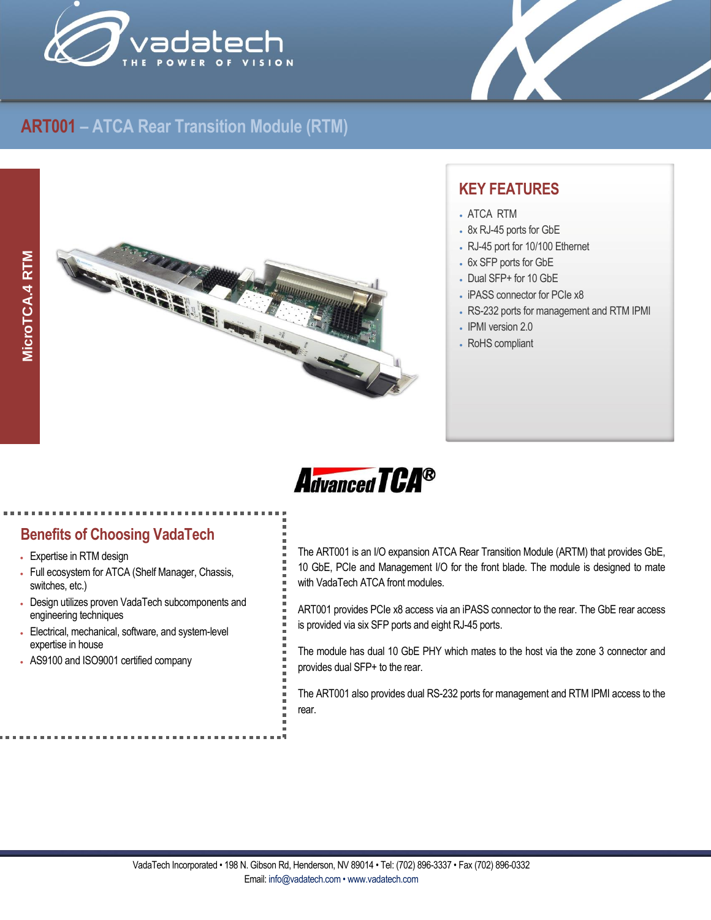# ART001 – ATCA Rear Transition Module (RTM)

MicroTCA.4 RTM

## KEY FEATURES

- ATCA RTM
- 8x RJ-45 ports for GbE
- RJ-45 port for 10/100 Ethernet
- 6x SFP ports for GbE
- Dual SFP+ for 10 GbE
- iPASS connector for PCIe x8
- RS-232 ports for management and RTM IPMI
- IPMI version 2.0
- RoHS compliant

AdvancedTCA®

## Benefits of Choosing VadaTech

- Expertise in RTM design
- Full ecosystem for ATCA (Shelf Manager, Chassis, switches, etc.)
- Design utilizes proven VadaTech subcomponents and engineering techniques
- Electrical, mechanical, software, and system-level expertise in house
- AS9100 and ISO9001 certified company

The ART001 is an I/O expansion ATCA Rear Transition Module (ARTM) that provides GbE, 10 GbE, PCIe and Management I/O for the front blade. The module is designed to mate with VadaTech ATCA front modules.

ART001 provides PCIe x8 access via an iPASS connector to the rear. The GbE rear access is provided via six SFP ports and eight RJ-45 ports.

The module has dual 10 GbE PHY which mates to the host via the zone 3 connector and provides dual SFP+ to the rear.

The ART001 also provides dual RS-232 ports for management and RTM IPMI access to the rear.

VadaTech Incorporated • 198 N. Gibson Rd, Henderson, NV 89014 • Tel: (702) 896-3337 • Fax (702) 896-0332
Email: info@vadatech.com • www.vadatech.com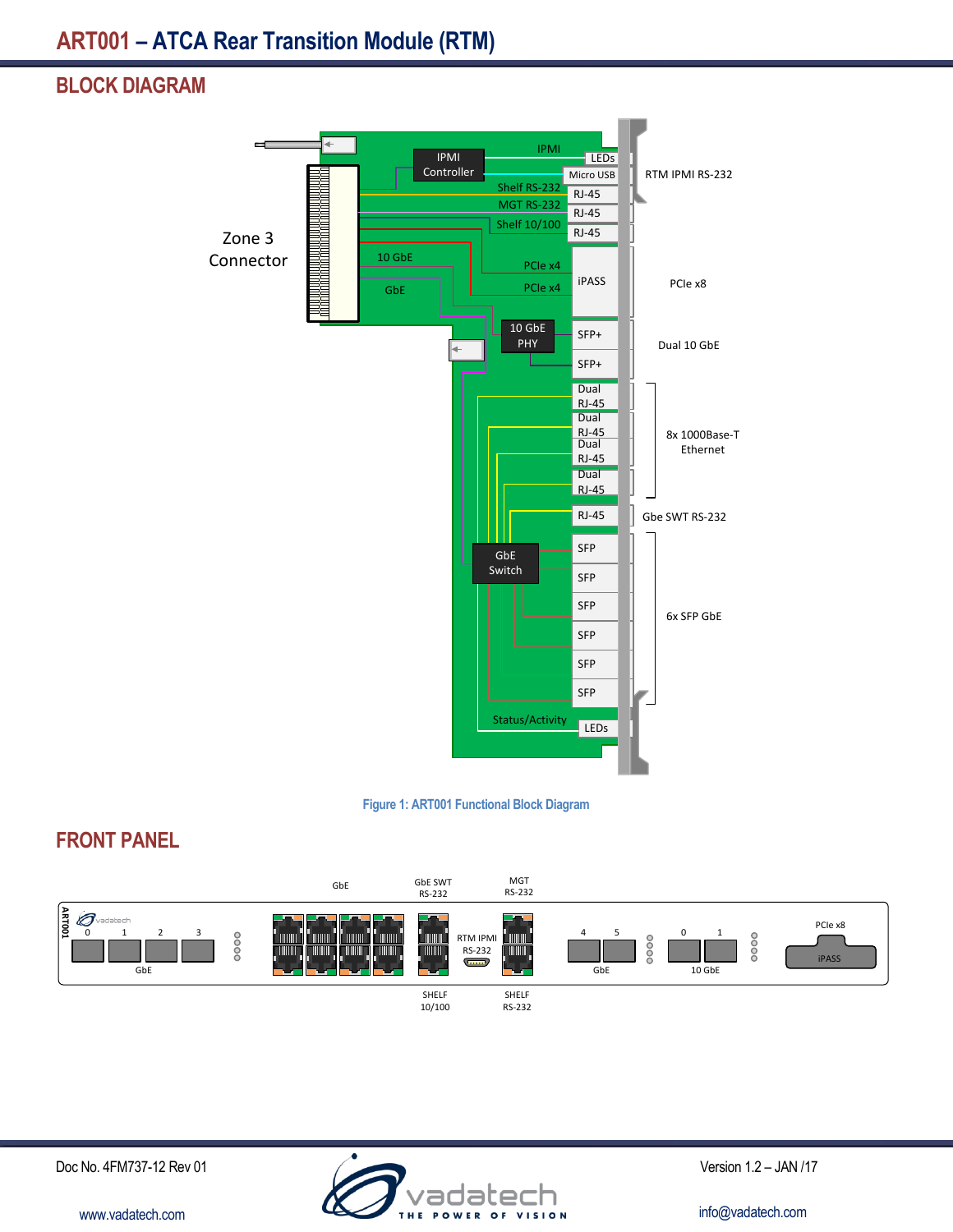## BLOCK DIAGRAM

Zone 3 Connector

IPMI Controller

IPMI — LEDs

Micro USB — RTM IPMI RS-232

Shelf RS-232 — RJ-45

MGT RS-232 — RJ-45

Shelf 10/100 — RJ-45

10 GbE

GbE

PCIe x4

PCIe x4 — iPASS — PCIe x8

10 GbE PHY — SFP+, SFP+ — Dual 10 GbE

Dual RJ-45, Dual RJ-45, Dual RJ-45, Dual RJ-45 — 8x 1000Base-T Ethernet

RJ-45 — Gbe SWT RS-232

GbE Switch — SFP, SFP, SFP, SFP, SFP, SFP — 6x SFP GbE

Status/Activity — LEDs

Figure 1: ART001 Functional Block Diagram

## FRONT PANEL

ART001 | 0 1 2 3 GbE | GbE | GbE SWT RS-232 | SHELF 10/100 | RTM IPMI RS-232 | MGT RS-232 | SHELF RS-232 | 4 5 GbE | 0 1 10 GbE | PCIe x8 iPASS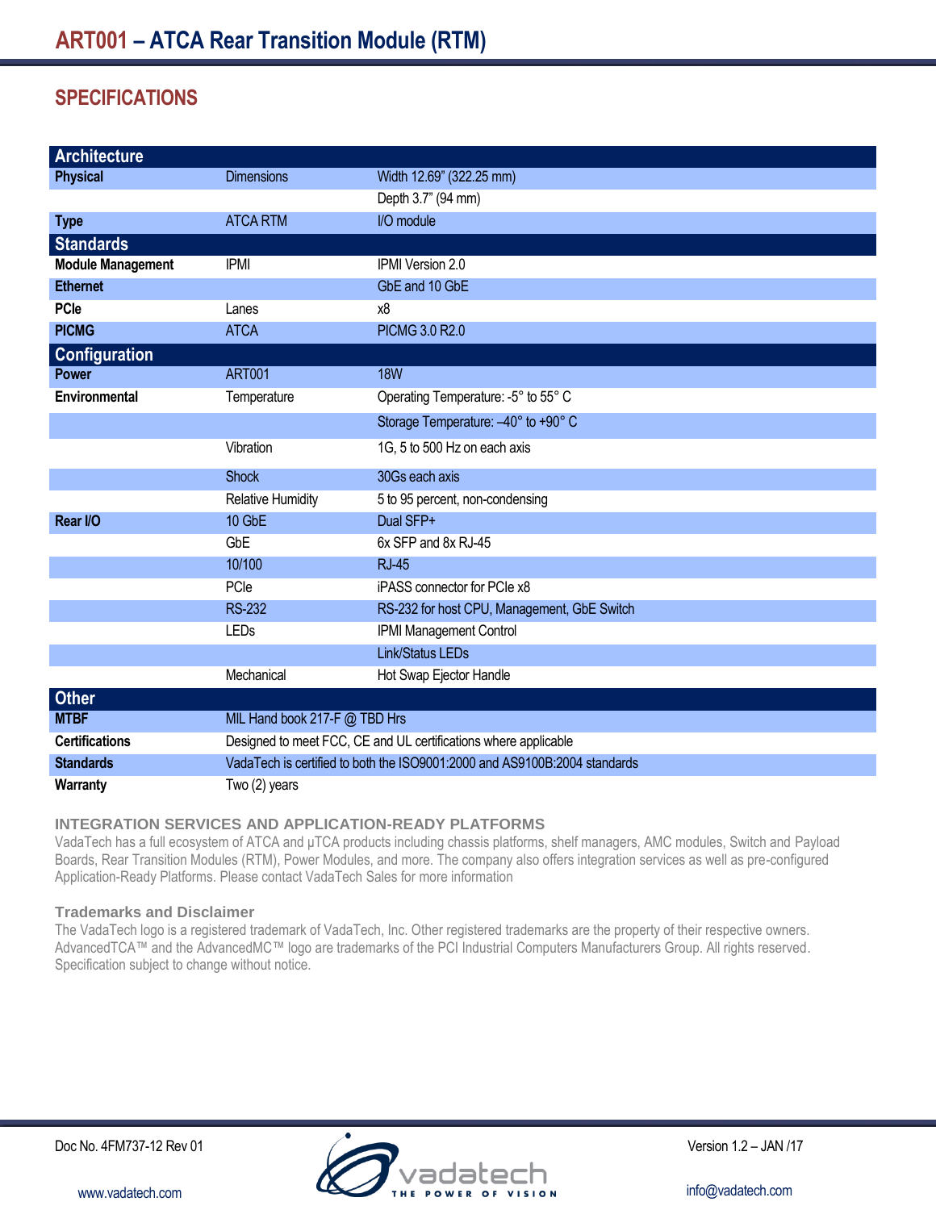# ART001 – ATCA Rear Transition Module (RTM)

## SPECIFICATIONS

| **Architecture** | | |
|---|---|---|
| **Physical** | Dimensions | Width 12.69" (322.25 mm) |
| | | Depth 3.7" (94 mm) |
| **Type** | ATCA RTM | I/O module |
| **Standards** | | |
| **Module Management** | IPMI | IPMI Version 2.0 |
| **Ethernet** | | GbE and 10 GbE |
| **PCIe** | Lanes | x8 |
| **PICMG** | ATCA | PICMG 3.0 R2.0 |
| **Configuration** | | |
| **Power** | ART001 | 18W |
| **Environmental** | Temperature | Operating Temperature: -5° to 55° C |
| | | Storage Temperature: –40° to +90° C |
| | Vibration | 1G, 5 to 500 Hz on each axis |
| | Shock | 30Gs each axis |
| | Relative Humidity | 5 to 95 percent, non-condensing |
| **Rear I/O** | 10 GbE | Dual SFP+ |
| | GbE | 6x SFP and 8x RJ-45 |
| | 10/100 | RJ-45 |
| | PCIe | iPASS connector for PCIe x8 |
| | RS-232 | RS-232 for host CPU, Management, GbE Switch |
| | LEDs | IPMI Management Control |
| | | Link/Status LEDs |
| | Mechanical | Hot Swap Ejector Handle |
| **Other** | | |
| **MTBF** | MIL Hand book 217-F @ TBD Hrs | |
| **Certifications** | Designed to meet FCC, CE and UL certifications where applicable | |
| **Standards** | VadaTech is certified to both the ISO9001:2000 and AS9100B:2004 standards | |
| **Warranty** | Two (2) years | |

### INTEGRATION SERVICES AND APPLICATION-READY PLATFORMS

VadaTech has a full ecosystem of ATCA and μTCA products including chassis platforms, shelf managers, AMC modules, Switch and Payload Boards, Rear Transition Modules (RTM), Power Modules, and more. The company also offers integration services as well as pre-configured Application-Ready Platforms. Please contact VadaTech Sales for more information

### Trademarks and Disclaimer

The VadaTech logo is a registered trademark of VadaTech, Inc. Other registered trademarks are the property of their respective owners. AdvancedTCA™ and the AdvancedMC™ logo are trademarks of the PCI Industrial Computers Manufacturers Group. All rights reserved. Specification subject to change without notice.

Doc No. 4FM737-12 Rev 01 | Version 1.2 – JAN /17

www.vadatech.com | info@vadatech.com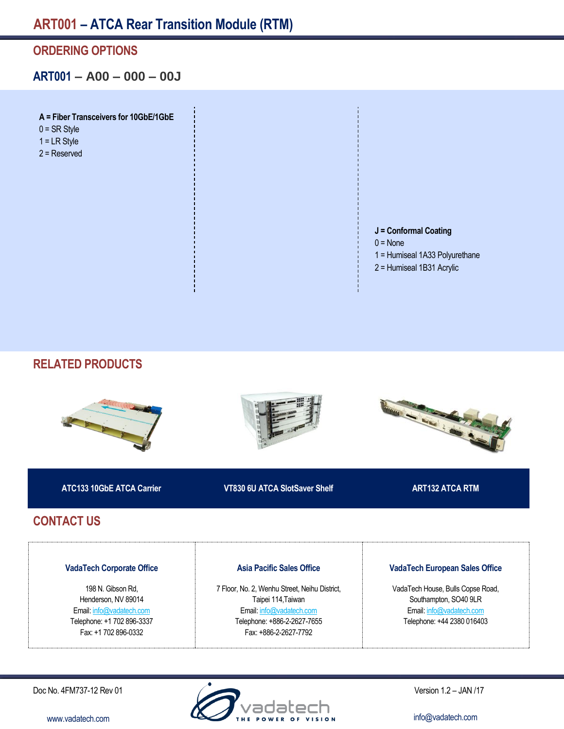## ORDERING OPTIONS

### ART001 – A00 – 000 – 00J

**A = Fiber Transceivers for 10GbE/1GbE**
0 = SR Style
1 = LR Style
2 = Reserved

**J = Conformal Coating**
0 = None
1 = Humiseal 1A33 Polyurethane
2 = Humiseal 1B31 Acrylic

## RELATED PRODUCTS

ATC133 10GbE ATCA Carrier

VT830 6U ATCA SlotSaver Shelf

ART132 ATCA RTM

## CONTACT US

| VadaTech Corporate Office | Asia Pacific Sales Office | VadaTech European Sales Office |
|---|---|---|
| 198 N. Gibson Rd, Henderson, NV 89014<br>Email: info@vadatech.com<br>Telephone: +1 702 896-3337<br>Fax: +1 702 896-0332 | 7 Floor, No. 2, Wenhu Street, Neihu District, Taipei 114,Taiwan<br>Email: info@vadatech.com<br>Telephone: +886-2-2627-7655<br>Fax: +886-2-2627-7792 | VadaTech House, Bulls Copse Road, Southampton, SO40 9LR<br>Email: info@vadatech.com<br>Telephone: +44 2380 016403 |

Doc No. 4FM737-12 Rev 01

Version 1.2 – JAN /17

www.vadatech.com

info@vadatech.com